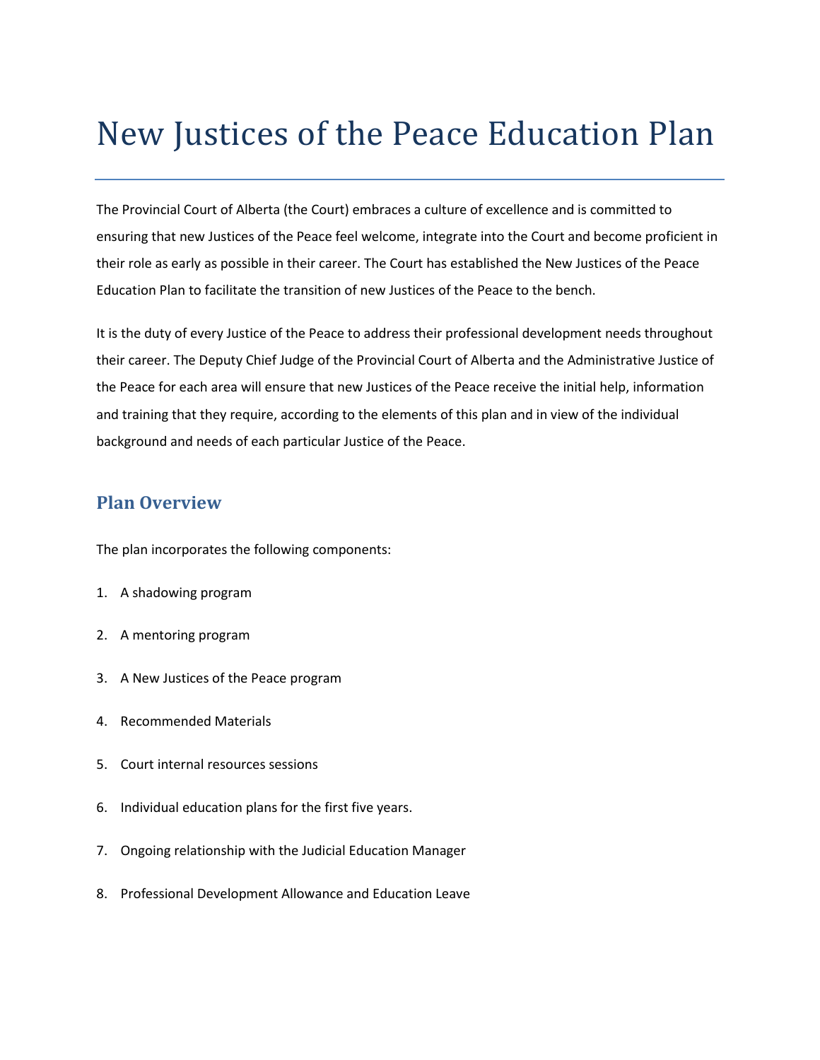# New Justices of the Peace Education Plan

The Provincial Court of Alberta (the Court) embraces a culture of excellence and is committed to ensuring that new Justices of the Peace feel welcome, integrate into the Court and become proficient in their role as early as possible in their career. The Court has established the New Justices of the Peace Education Plan to facilitate the transition of new Justices of the Peace to the bench.

It is the duty of every Justice of the Peace to address their professional development needs throughout their career. The Deputy Chief Judge of the Provincial Court of Alberta and the Administrative Justice of the Peace for each area will ensure that new Justices of the Peace receive the initial help, information and training that they require, according to the elements of this plan and in view of the individual background and needs of each particular Justice of the Peace.

## Plan Overview

The plan incorporates the following components:

1. A shadowing program
2. A mentoring program
3. A New Justices of the Peace program
4. Recommended Materials
5. Court internal resources sessions
6. Individual education plans for the first five years.
7. Ongoing relationship with the Judicial Education Manager
8. Professional Development Allowance and Education Leave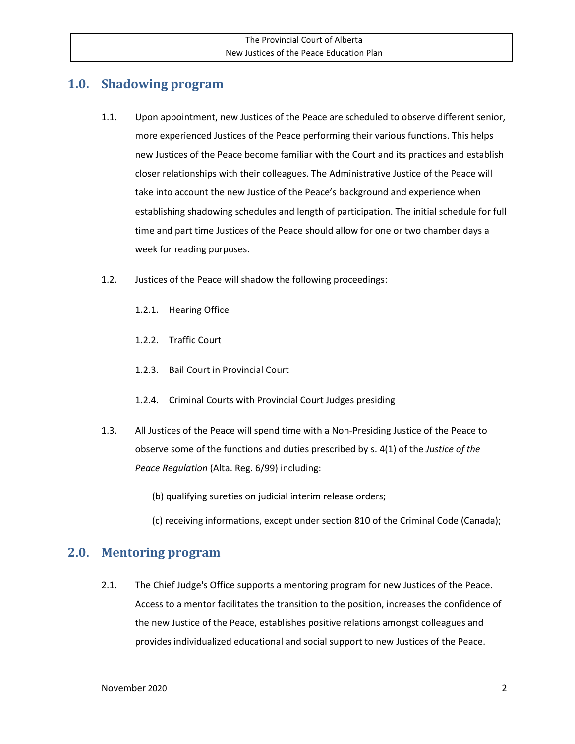## 1.0. Shadowing program

1.1. Upon appointment, new Justices of the Peace are scheduled to observe different senior, more experienced Justices of the Peace performing their various functions. This helps new Justices of the Peace become familiar with the Court and its practices and establish closer relationships with their colleagues. The Administrative Justice of the Peace will take into account the new Justice of the Peace's background and experience when establishing shadowing schedules and length of participation. The initial schedule for full time and part time Justices of the Peace should allow for one or two chamber days a week for reading purposes.

1.2. Justices of the Peace will shadow the following proceedings:

1.2.1. Hearing Office

1.2.2. Traffic Court

1.2.3. Bail Court in Provincial Court

1.2.4. Criminal Courts with Provincial Court Judges presiding

1.3. All Justices of the Peace will spend time with a Non-Presiding Justice of the Peace to observe some of the functions and duties prescribed by s. 4(1) of the *Justice of the Peace Regulation* (Alta. Reg. 6/99) including:

(b) qualifying sureties on judicial interim release orders;

(c) receiving informations, except under section 810 of the Criminal Code (Canada);

## 2.0. Mentoring program

2.1. The Chief Judge's Office supports a mentoring program for new Justices of the Peace. Access to a mentor facilitates the transition to the position, increases the confidence of the new Justice of the Peace, establishes positive relations amongst colleagues and provides individualized educational and social support to new Justices of the Peace.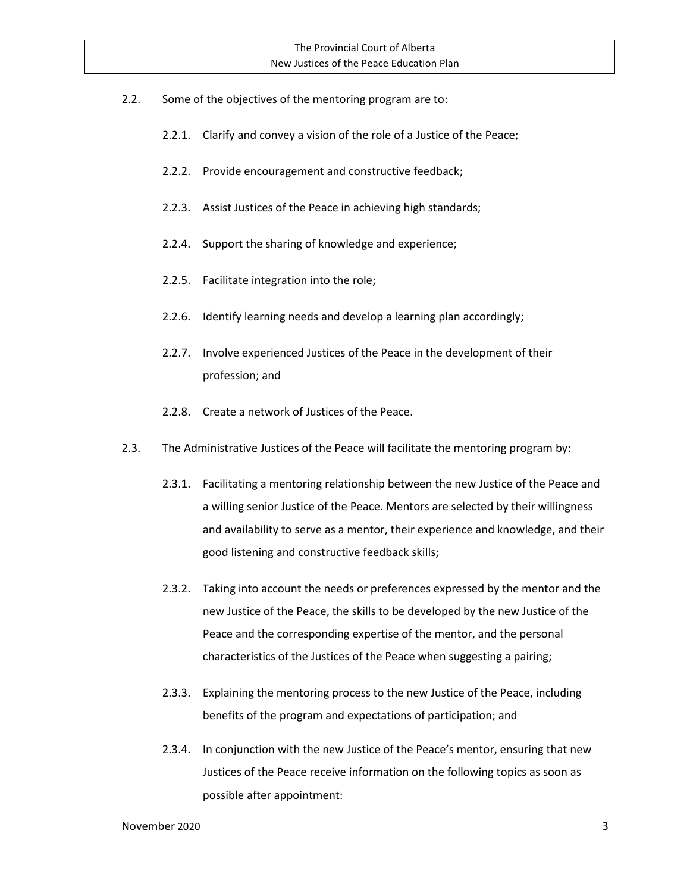2.2. Some of the objectives of the mentoring program are to:

2.2.1. Clarify and convey a vision of the role of a Justice of the Peace;

2.2.2. Provide encouragement and constructive feedback;

2.2.3. Assist Justices of the Peace in achieving high standards;

2.2.4. Support the sharing of knowledge and experience;

2.2.5. Facilitate integration into the role;

2.2.6. Identify learning needs and develop a learning plan accordingly;

2.2.7. Involve experienced Justices of the Peace in the development of their profession; and

2.2.8. Create a network of Justices of the Peace.

2.3. The Administrative Justices of the Peace will facilitate the mentoring program by:

2.3.1. Facilitating a mentoring relationship between the new Justice of the Peace and a willing senior Justice of the Peace. Mentors are selected by their willingness and availability to serve as a mentor, their experience and knowledge, and their good listening and constructive feedback skills;

2.3.2. Taking into account the needs or preferences expressed by the mentor and the new Justice of the Peace, the skills to be developed by the new Justice of the Peace and the corresponding expertise of the mentor, and the personal characteristics of the Justices of the Peace when suggesting a pairing;

2.3.3. Explaining the mentoring process to the new Justice of the Peace, including benefits of the program and expectations of participation; and

2.3.4. In conjunction with the new Justice of the Peace's mentor, ensuring that new Justices of the Peace receive information on the following topics as soon as possible after appointment: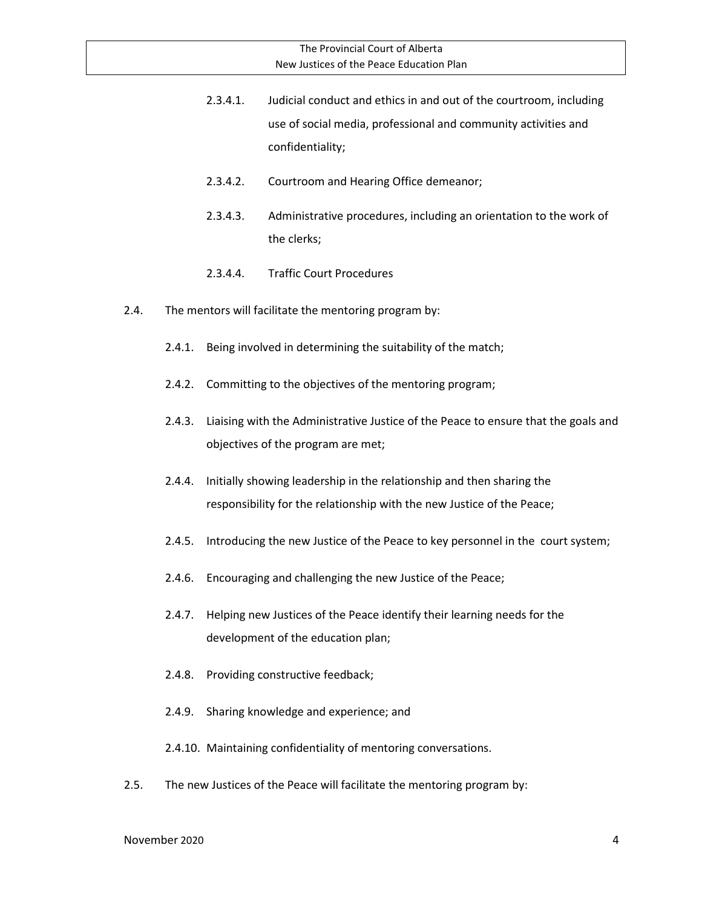2.3.4.1. Judicial conduct and ethics in and out of the courtroom, including use of social media, professional and community activities and confidentiality;

2.3.4.2. Courtroom and Hearing Office demeanor;

2.3.4.3. Administrative procedures, including an orientation to the work of the clerks;

2.3.4.4. Traffic Court Procedures

2.4. The mentors will facilitate the mentoring program by:

2.4.1. Being involved in determining the suitability of the match;

2.4.2. Committing to the objectives of the mentoring program;

2.4.3. Liaising with the Administrative Justice of the Peace to ensure that the goals and objectives of the program are met;

2.4.4. Initially showing leadership in the relationship and then sharing the responsibility for the relationship with the new Justice of the Peace;

2.4.5. Introducing the new Justice of the Peace to key personnel in the court system;

2.4.6. Encouraging and challenging the new Justice of the Peace;

2.4.7. Helping new Justices of the Peace identify their learning needs for the development of the education plan;

2.4.8. Providing constructive feedback;

2.4.9. Sharing knowledge and experience; and

2.4.10. Maintaining confidentiality of mentoring conversations.

2.5. The new Justices of the Peace will facilitate the mentoring program by: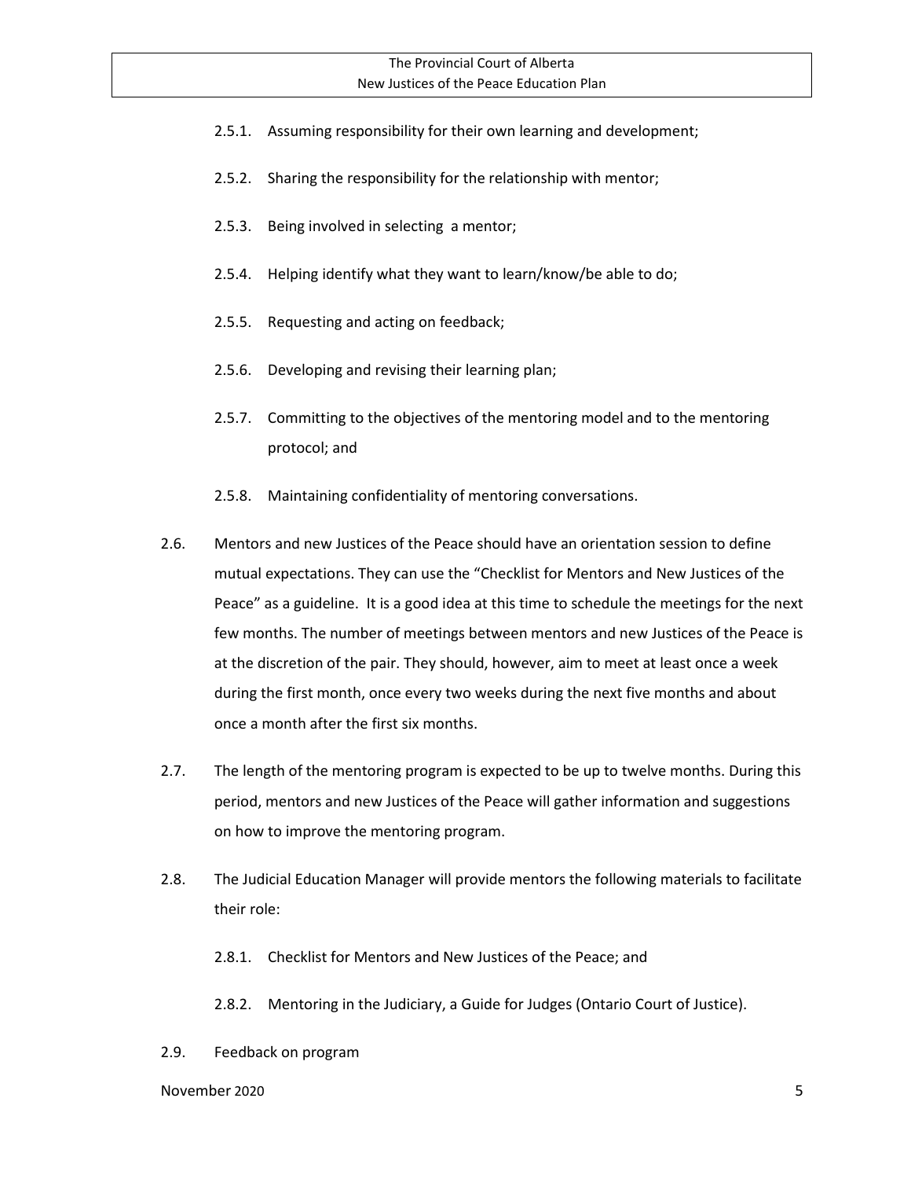2.5.1. Assuming responsibility for their own learning and development;

2.5.2. Sharing the responsibility for the relationship with mentor;

2.5.3. Being involved in selecting a mentor;

2.5.4. Helping identify what they want to learn/know/be able to do;

2.5.5. Requesting and acting on feedback;

2.5.6. Developing and revising their learning plan;

2.5.7. Committing to the objectives of the mentoring model and to the mentoring protocol; and

2.5.8. Maintaining confidentiality of mentoring conversations.

2.6. Mentors and new Justices of the Peace should have an orientation session to define mutual expectations. They can use the "Checklist for Mentors and New Justices of the Peace" as a guideline. It is a good idea at this time to schedule the meetings for the next few months. The number of meetings between mentors and new Justices of the Peace is at the discretion of the pair. They should, however, aim to meet at least once a week during the first month, once every two weeks during the next five months and about once a month after the first six months.

2.7. The length of the mentoring program is expected to be up to twelve months. During this period, mentors and new Justices of the Peace will gather information and suggestions on how to improve the mentoring program.

2.8. The Judicial Education Manager will provide mentors the following materials to facilitate their role:

2.8.1. Checklist for Mentors and New Justices of the Peace; and

2.8.2. Mentoring in the Judiciary, a Guide for Judges (Ontario Court of Justice).

2.9. Feedback on program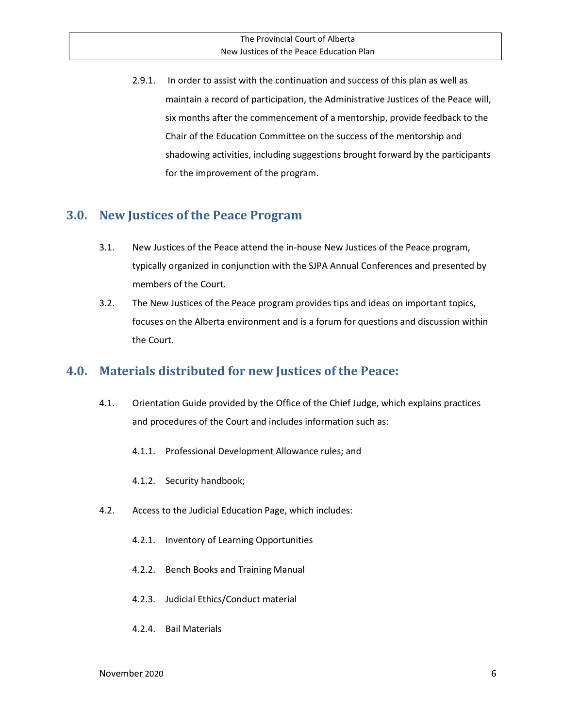2.9.1. In order to assist with the continuation and success of this plan as well as maintain a record of participation, the Administrative Justices of the Peace will, six months after the commencement of a mentorship, provide feedback to the Chair of the Education Committee on the success of the mentorship and shadowing activities, including suggestions brought forward by the participants for the improvement of the program.

## 3.0. New Justices of the Peace Program

3.1. New Justices of the Peace attend the in-house New Justices of the Peace program, typically organized in conjunction with the SJPA Annual Conferences and presented by members of the Court.

3.2. The New Justices of the Peace program provides tips and ideas on important topics, focuses on the Alberta environment and is a forum for questions and discussion within the Court.

## 4.0. Materials distributed for new Justices of the Peace:

4.1. Orientation Guide provided by the Office of the Chief Judge, which explains practices and procedures of the Court and includes information such as:

4.1.1. Professional Development Allowance rules; and

4.1.2. Security handbook;

4.2. Access to the Judicial Education Page, which includes:

4.2.1. Inventory of Learning Opportunities

4.2.2. Bench Books and Training Manual

4.2.3. Judicial Ethics/Conduct material

4.2.4. Bail Materials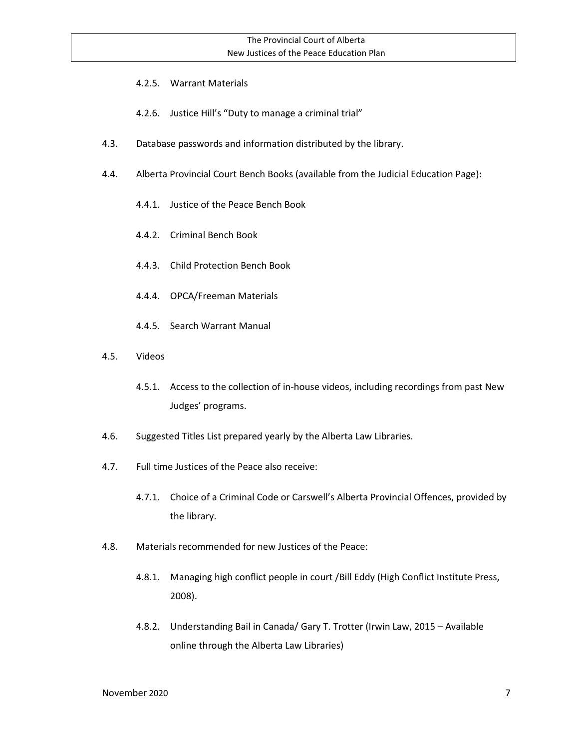4.2.5. Warrant Materials

4.2.6. Justice Hill's "Duty to manage a criminal trial"

4.3. Database passwords and information distributed by the library.

4.4. Alberta Provincial Court Bench Books (available from the Judicial Education Page):

4.4.1. Justice of the Peace Bench Book

4.4.2. Criminal Bench Book

4.4.3. Child Protection Bench Book

4.4.4. OPCA/Freeman Materials

4.4.5. Search Warrant Manual

4.5. Videos

4.5.1. Access to the collection of in-house videos, including recordings from past New Judges' programs.

4.6. Suggested Titles List prepared yearly by the Alberta Law Libraries.

4.7. Full time Justices of the Peace also receive:

4.7.1. Choice of a Criminal Code or Carswell's Alberta Provincial Offences, provided by the library.

4.8. Materials recommended for new Justices of the Peace:

4.8.1. Managing high conflict people in court /Bill Eddy (High Conflict Institute Press, 2008).

4.8.2. Understanding Bail in Canada/ Gary T. Trotter (Irwin Law, 2015 – Available online through the Alberta Law Libraries)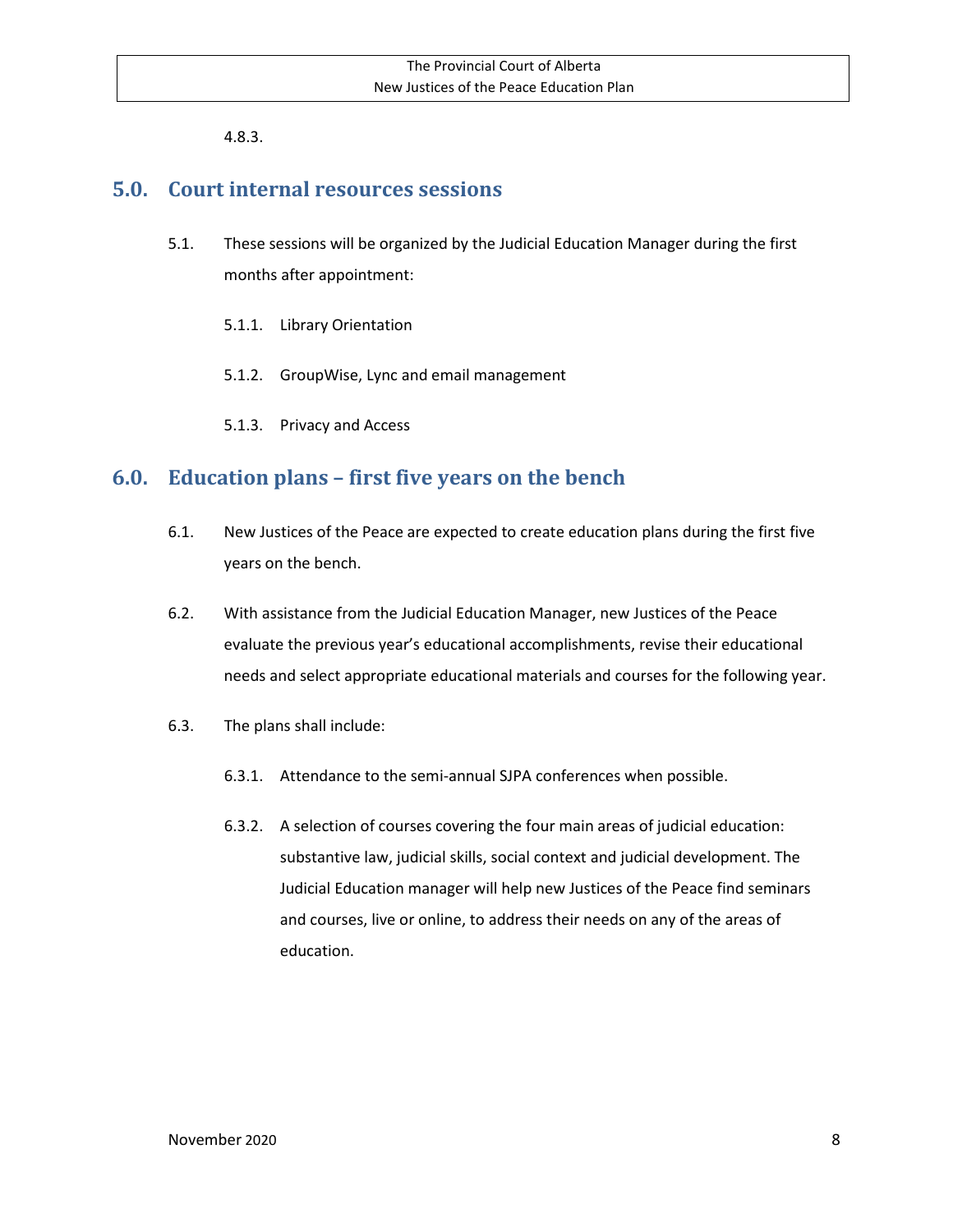4.8.3.

## 5.0. Court internal resources sessions

5.1. These sessions will be organized by the Judicial Education Manager during the first months after appointment:

5.1.1. Library Orientation

5.1.2. GroupWise, Lync and email management

5.1.3. Privacy and Access

## 6.0. Education plans – first five years on the bench

6.1. New Justices of the Peace are expected to create education plans during the first five years on the bench.

6.2. With assistance from the Judicial Education Manager, new Justices of the Peace evaluate the previous year's educational accomplishments, revise their educational needs and select appropriate educational materials and courses for the following year.

6.3. The plans shall include:

6.3.1. Attendance to the semi-annual SJPA conferences when possible.

6.3.2. A selection of courses covering the four main areas of judicial education: substantive law, judicial skills, social context and judicial development. The Judicial Education manager will help new Justices of the Peace find seminars and courses, live or online, to address their needs on any of the areas of education.

November 2020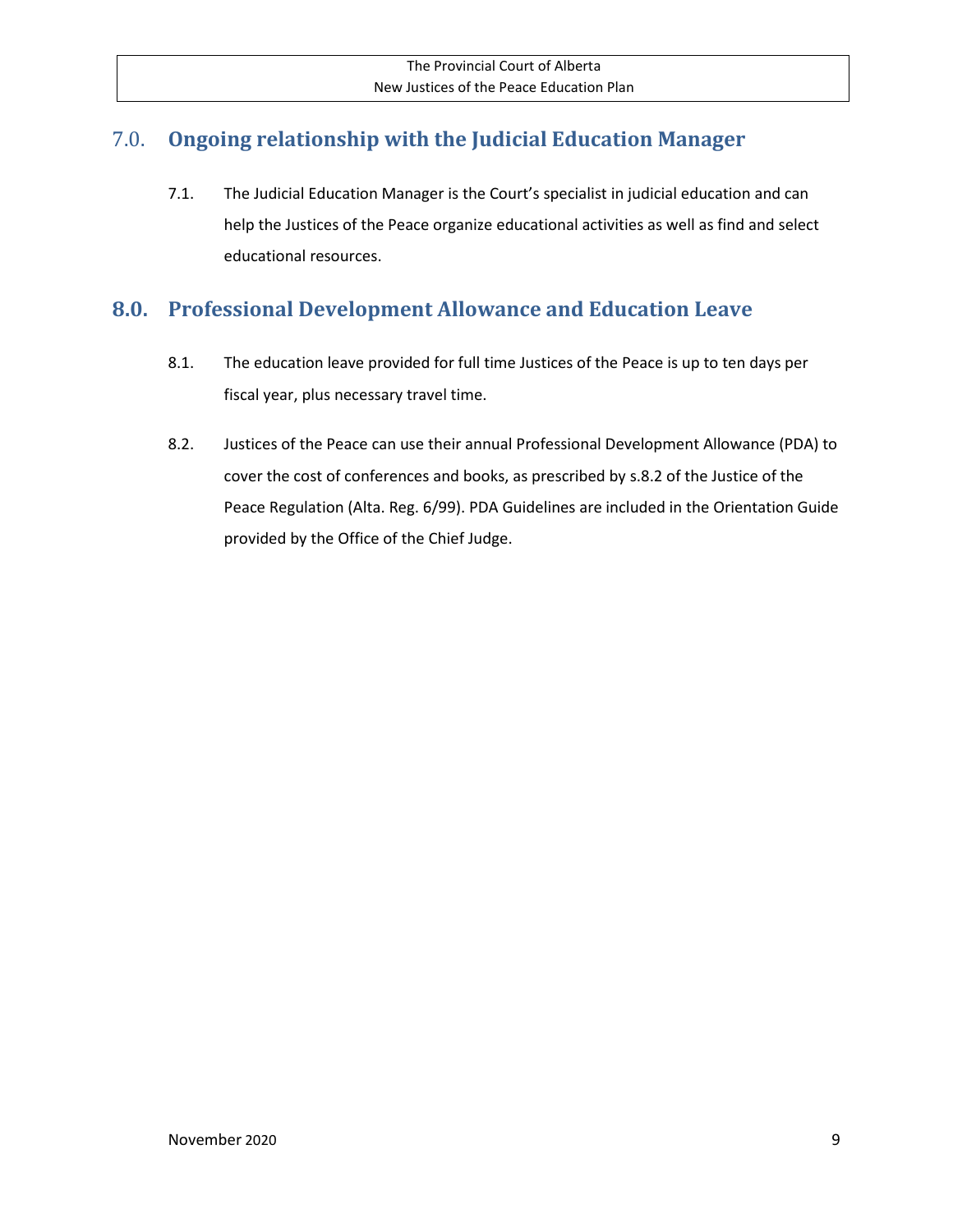## 7.0. Ongoing relationship with the Judicial Education Manager

7.1. The Judicial Education Manager is the Court's specialist in judicial education and can help the Justices of the Peace organize educational activities as well as find and select educational resources.

## 8.0. Professional Development Allowance and Education Leave

8.1. The education leave provided for full time Justices of the Peace is up to ten days per fiscal year, plus necessary travel time.

8.2. Justices of the Peace can use their annual Professional Development Allowance (PDA) to cover the cost of conferences and books, as prescribed by s.8.2 of the Justice of the Peace Regulation (Alta. Reg. 6/99). PDA Guidelines are included in the Orientation Guide provided by the Office of the Chief Judge.